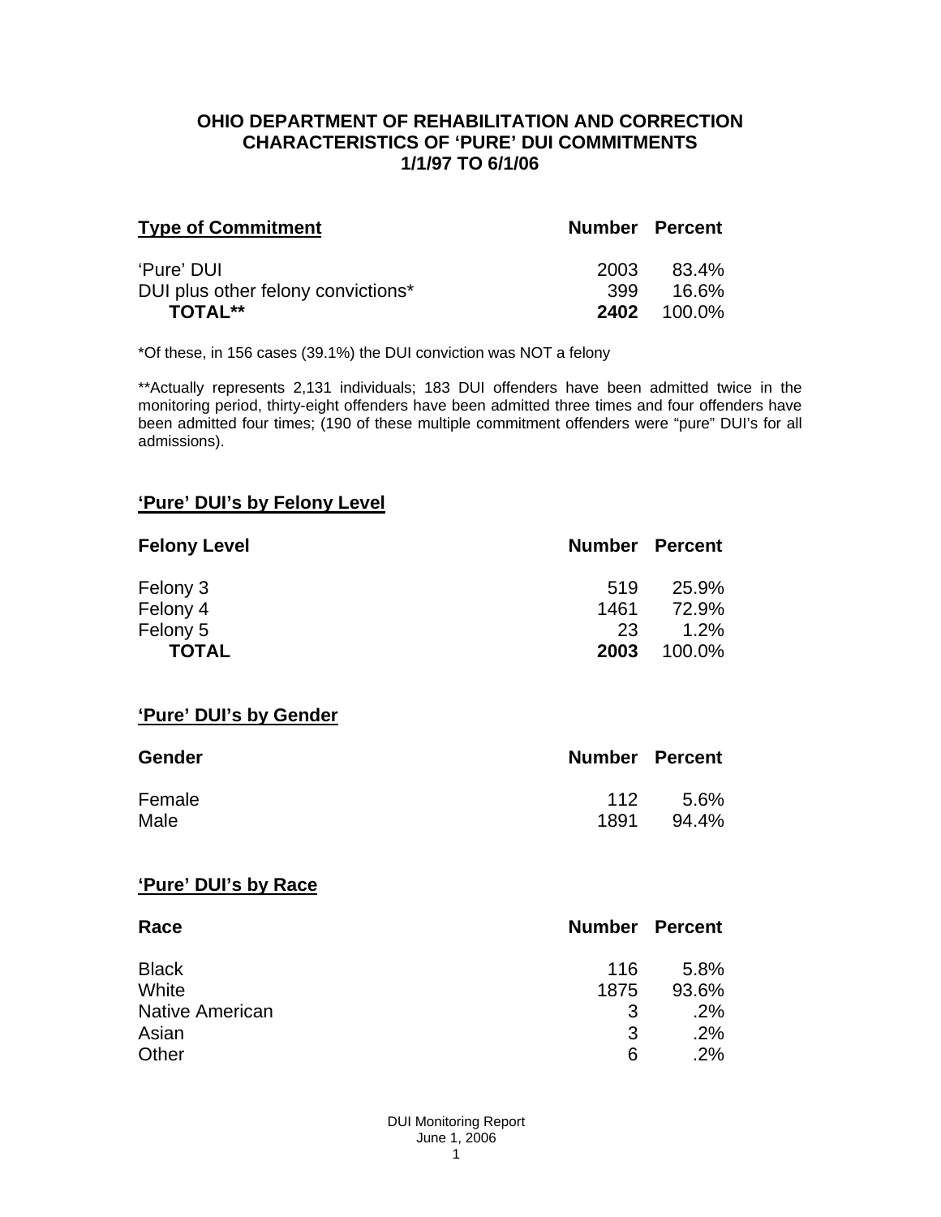# OHIO DEPARTMENT OF REHABILITATION AND CORRECTION
## CHARACTERISTICS OF 'PURE' DUI COMMITMENTS
## 1/1/97 TO 6/1/06

| Type of Commitment | Number | Percent |
|---|---|---|
| 'Pure' DUI | 2003 | 83.4% |
| DUI plus other felony convictions* | 399 | 16.6% |
| **TOTAL**** | **2402** | 100.0% |

*Of these, in 156 cases (39.1%) the DUI conviction was NOT a felony

**Actually represents 2,131 individuals; 183 DUI offenders have been admitted twice in the monitoring period, thirty-eight offenders have been admitted three times and four offenders have been admitted four times; (190 of these multiple commitment offenders were "pure" DUI's for all admissions).

## 'Pure' DUI's by Felony Level

| Felony Level | Number | Percent |
|---|---|---|
| Felony 3 | 519 | 25.9% |
| Felony 4 | 1461 | 72.9% |
| Felony 5 | 23 | 1.2% |
| **TOTAL** | **2003** | 100.0% |

## 'Pure' DUI's by Gender

| Gender | Number | Percent |
|---|---|---|
| Female | 112 | 5.6% |
| Male | 1891 | 94.4% |

## 'Pure' DUI's by Race

| Race | Number | Percent |
|---|---|---|
| Black | 116 | 5.8% |
| White | 1875 | 93.6% |
| Native American | 3 | .2% |
| Asian | 3 | .2% |
| Other | 6 | .2% |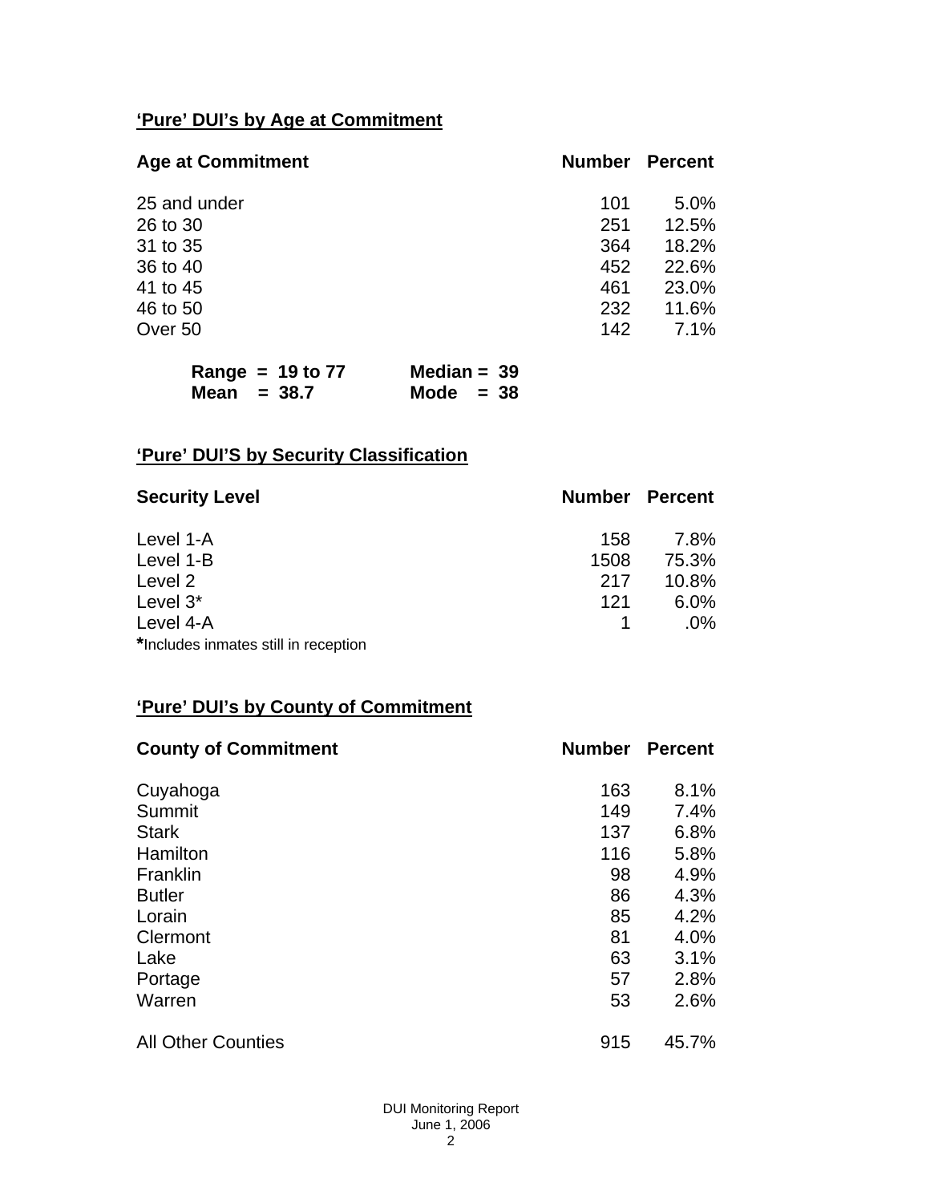## **‘Pure’ DUI’s by Age at Commitment**

| Age at Commitment | Number | Percent |
|---|---|---|
| 25 and under | 101 | 5.0% |
| 26 to 30 | 251 | 12.5% |
| 31 to 35 | 364 | 18.2% |
| 36 to 40 | 452 | 22.6% |
| 41 to 45 | 461 | 23.0% |
| 46 to 50 | 232 | 11.6% |
| Over 50 | 142 | 7.1% |

**Range = 19 to 77** **Median = 39**
**Mean = 38.7** **Mode = 38**

## **‘Pure’ DUI’S by Security Classification**

| Security Level | Number | Percent |
|---|---|---|
| Level 1-A | 158 | 7.8% |
| Level 1-B | 1508 | 75.3% |
| Level 2 | 217 | 10.8% |
| Level 3* | 121 | 6.0% |
| Level 4-A | 1 | .0% |

***** Includes inmates still in reception

## **‘Pure’ DUI’s by County of Commitment**

| County of Commitment | Number | Percent |
|---|---|---|
| Cuyahoga | 163 | 8.1% |
| Summit | 149 | 7.4% |
| Stark | 137 | 6.8% |
| Hamilton | 116 | 5.8% |
| Franklin | 98 | 4.9% |
| Butler | 86 | 4.3% |
| Lorain | 85 | 4.2% |
| Clermont | 81 | 4.0% |
| Lake | 63 | 3.1% |
| Portage | 57 | 2.8% |
| Warren | 53 | 2.6% |
| All Other Counties | 915 | 45.7% |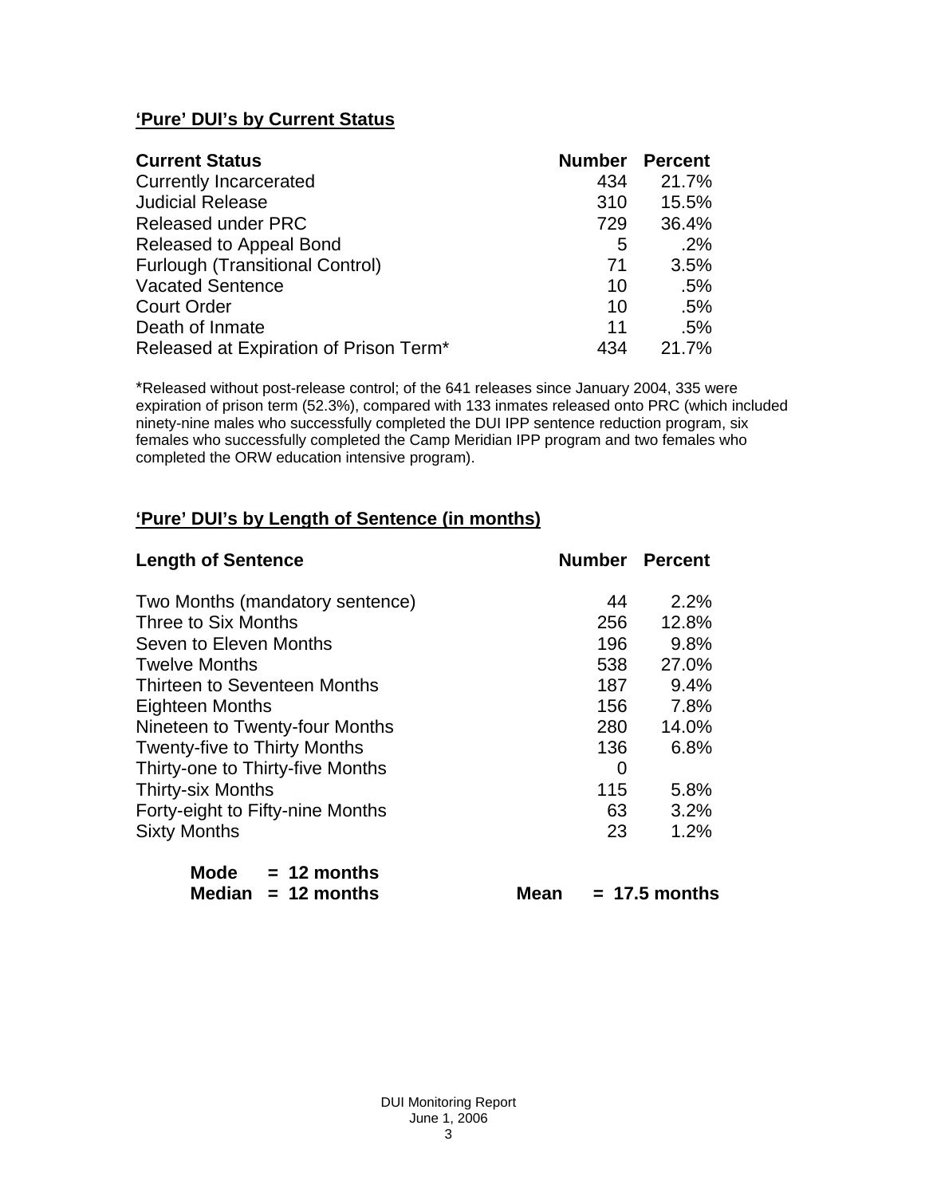## 'Pure' DUI's by Current Status

| Current Status | Number | Percent |
|---|---|---|
| Currently Incarcerated | 434 | 21.7% |
| Judicial Release | 310 | 15.5% |
| Released under PRC | 729 | 36.4% |
| Released to Appeal Bond | 5 | .2% |
| Furlough (Transitional Control) | 71 | 3.5% |
| Vacated Sentence | 10 | .5% |
| Court Order | 10 | .5% |
| Death of Inmate | 11 | .5% |
| Released at Expiration of Prison Term* | 434 | 21.7% |

*Released without post-release control; of the 641 releases since January 2004, 335 were expiration of prison term (52.3%), compared with 133 inmates released onto PRC (which included ninety-nine males who successfully completed the DUI IPP sentence reduction program, six females who successfully completed the Camp Meridian IPP program and two females who completed the ORW education intensive program).

## 'Pure' DUI's by Length of Sentence (in months)

| Length of Sentence | Number | Percent |
|---|---|---|
| Two Months (mandatory sentence) | 44 | 2.2% |
| Three to Six Months | 256 | 12.8% |
| Seven to Eleven Months | 196 | 9.8% |
| Twelve Months | 538 | 27.0% |
| Thirteen to Seventeen Months | 187 | 9.4% |
| Eighteen Months | 156 | 7.8% |
| Nineteen to Twenty-four Months | 280 | 14.0% |
| Twenty-five to Thirty Months | 136 | 6.8% |
| Thirty-one to Thirty-five Months | 0 | |
| Thirty-six Months | 115 | 5.8% |
| Forty-eight to Fifty-nine Months | 63 | 3.2% |
| Sixty Months | 23 | 1.2% |

**Mode = 12 months**
**Median = 12 months** **Mean = 17.5 months**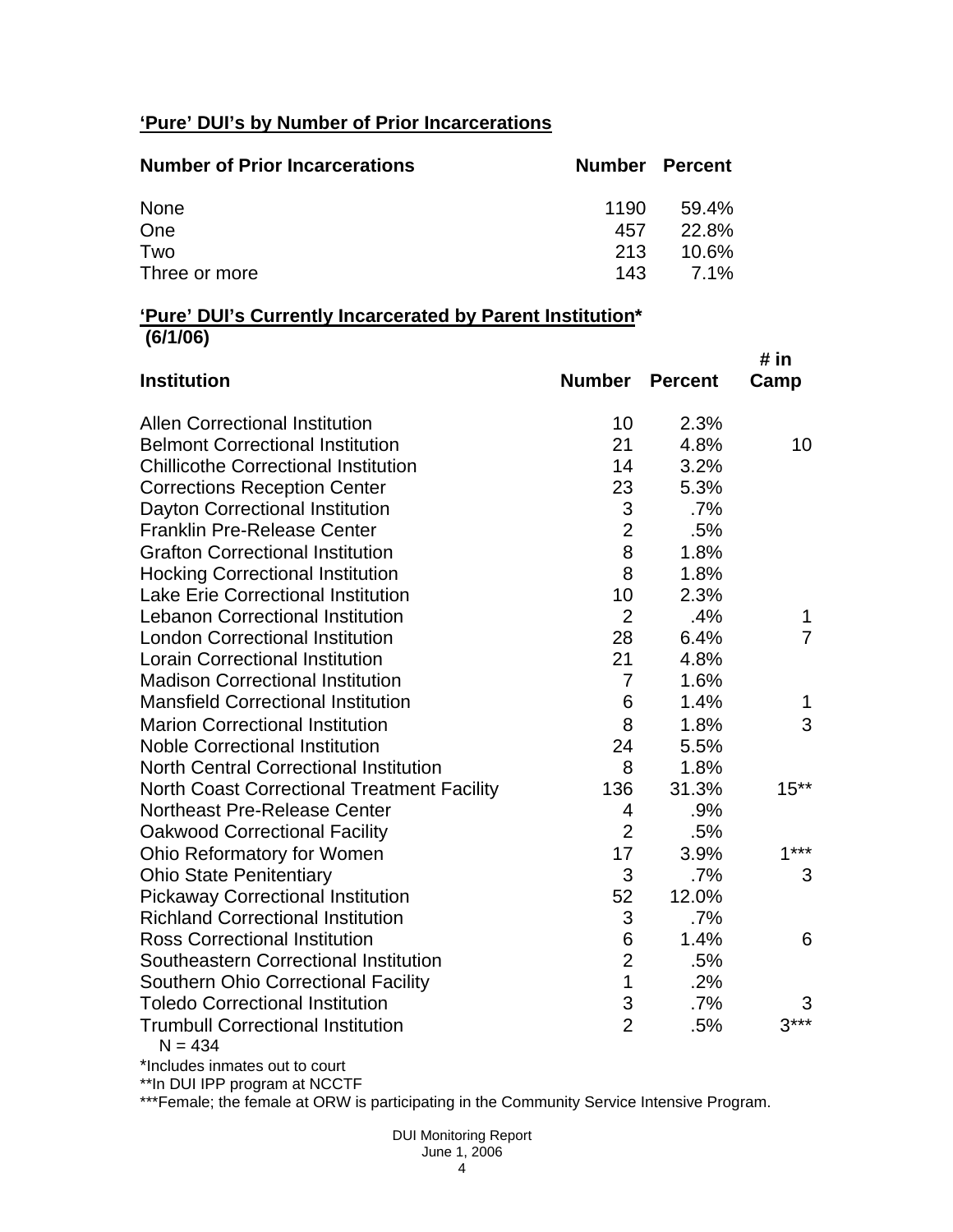**'Pure' DUI's by Number of Prior Incarcerations**

| Number of Prior Incarcerations | Number | Percent |
|---|---|---|
| None | 1190 | 59.4% |
| One | 457 | 22.8% |
| Two | 213 | 10.6% |
| Three or more | 143 | 7.1% |

**'Pure' DUI's Currently Incarcerated by Parent Institution***
**(6/1/06)**

| Institution | Number | Percent | # in Camp |
|---|---|---|---|
| Allen Correctional Institution | 10 | 2.3% | |
| Belmont Correctional Institution | 21 | 4.8% | 10 |
| Chillicothe Correctional Institution | 14 | 3.2% | |
| Corrections Reception Center | 23 | 5.3% | |
| Dayton Correctional Institution | 3 | .7% | |
| Franklin Pre-Release Center | 2 | .5% | |
| Grafton Correctional Institution | 8 | 1.8% | |
| Hocking Correctional Institution | 8 | 1.8% | |
| Lake Erie Correctional Institution | 10 | 2.3% | |
| Lebanon Correctional Institution | 2 | .4% | 1 |
| London Correctional Institution | 28 | 6.4% | 7 |
| Lorain Correctional Institution | 21 | 4.8% | |
| Madison Correctional Institution | 7 | 1.6% | |
| Mansfield Correctional Institution | 6 | 1.4% | 1 |
| Marion Correctional Institution | 8 | 1.8% | 3 |
| Noble Correctional Institution | 24 | 5.5% | |
| North Central Correctional Institution | 8 | 1.8% | |
| North Coast Correctional Treatment Facility | 136 | 31.3% | 15** |
| Northeast Pre-Release Center | 4 | .9% | |
| Oakwood Correctional Facility | 2 | .5% | |
| Ohio Reformatory for Women | 17 | 3.9% | 1*** |
| Ohio State Penitentiary | 3 | .7% | 3 |
| Pickaway Correctional Institution | 52 | 12.0% | |
| Richland Correctional Institution | 3 | .7% | |
| Ross Correctional Institution | 6 | 1.4% | 6 |
| Southeastern Correctional Institution | 2 | .5% | |
| Southern Ohio Correctional Facility | 1 | .2% | |
| Toledo Correctional Institution | 3 | .7% | 3 |
| Trumbull Correctional Institution | 2 | .5% | 3*** |

N = 434

*Includes inmates out to court

**In DUI IPP program at NCCTF

***Female; the female at ORW is participating in the Community Service Intensive Program.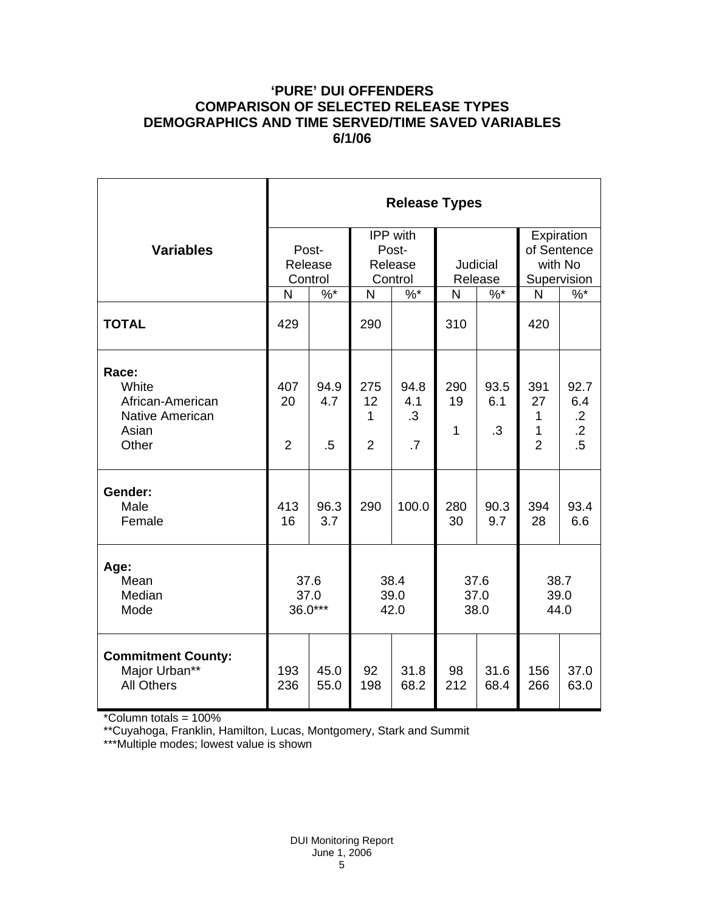# 'PURE' DUI OFFENDERS
# COMPARISON OF SELECTED RELEASE TYPES
# DEMOGRAPHICS AND TIME SERVED/TIME SAVED VARIABLES
# 6/1/06

| Variables | Release Types | | | | | | | |
|---|---|---|---|---|---|---|---|---|
| | Post-Release Control | | IPP with Post-Release Control | | Judicial Release | | Expiration of Sentence with No Supervision | |
| | N | %* | N | %* | N | %* | N | %* |
| **TOTAL** | 429 | | 290 | | 310 | | 420 | |
| **Race:** | | | | | | | | |
| White | 407 | 94.9 | 275 | 94.8 | 290 | 93.5 | 391 | 92.7 |
| African-American | 20 | 4.7 | 12 | 4.1 | 19 | 6.1 | 27 | 6.4 |
| Native American | | | 1 | .3 | | | 1 | .2 |
| Asian | | | | | 1 | .3 | 1 | .2 |
| Other | 2 | .5 | 2 | .7 | | | 2 | .5 |
| **Gender:** | | | | | | | | |
| Male | 413 | 96.3 | 290 | 100.0 | 280 | 90.3 | 394 | 93.4 |
| Female | 16 | 3.7 | | | 30 | 9.7 | 28 | 6.6 |
| **Age:** | | | | | | | | |
| Mean | 37.6 | | 38.4 | | 37.6 | | 38.7 | |
| Median | 37.0 | | 39.0 | | 37.0 | | 39.0 | |
| Mode | 36.0*** | | 42.0 | | 38.0 | | 44.0 | |
| **Commitment County:** | | | | | | | | |
| Major Urban** | 193 | 45.0 | 92 | 31.8 | 98 | 31.6 | 156 | 37.0 |
| All Others | 236 | 55.0 | 198 | 68.2 | 212 | 68.4 | 266 | 63.0 |

*Column totals = 100%

**Cuyahoga, Franklin, Hamilton, Lucas, Montgomery, Stark and Summit

***Multiple modes; lowest value is shown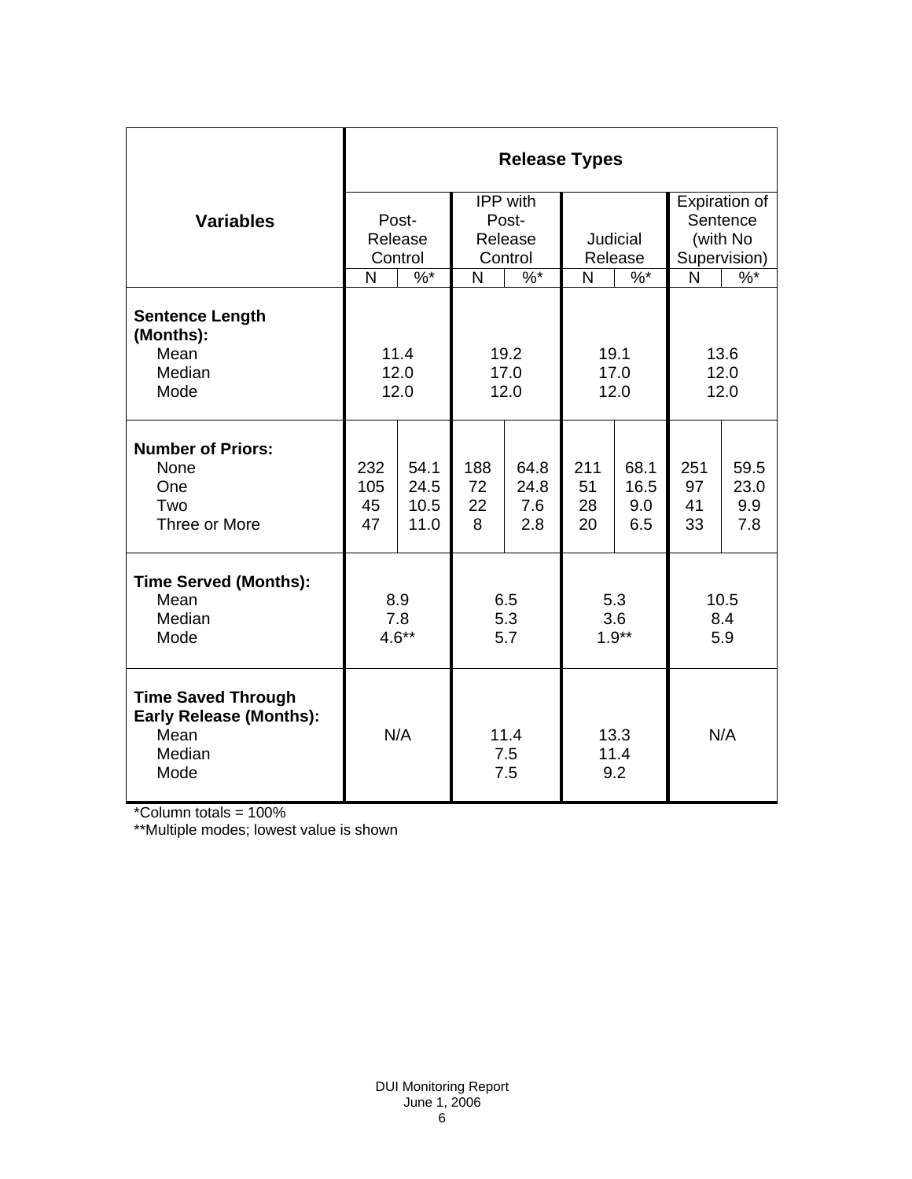| Variables | Release Types | | | | | | | |
|---|---|---|---|---|---|---|---|---|
| | Post-Release Control | | IPP with Post-Release Control | | Judicial Release | | Expiration of Sentence (with No Supervision) | |
| | N | %* | N | %* | N | %* | N | %* |
| **Sentence Length (Months):** | | | | | | | | |
| Mean | 11.4 | | 19.2 | | 19.1 | | 13.6 | |
| Median | 12.0 | | 17.0 | | 17.0 | | 12.0 | |
| Mode | 12.0 | | 12.0 | | 12.0 | | 12.0 | |
| **Number of Priors:** | | | | | | | | |
| None | 232 | 54.1 | 188 | 64.8 | 211 | 68.1 | 251 | 59.5 |
| One | 105 | 24.5 | 72 | 24.8 | 51 | 16.5 | 97 | 23.0 |
| Two | 45 | 10.5 | 22 | 7.6 | 28 | 9.0 | 41 | 9.9 |
| Three or More | 47 | 11.0 | 8 | 2.8 | 20 | 6.5 | 33 | 7.8 |
| **Time Served (Months):** | | | | | | | | |
| Mean | 8.9 | | 6.5 | | 5.3 | | 10.5 | |
| Median | 7.8 | | 5.3 | | 3.6 | | 8.4 | |
| Mode | 4.6** | | 5.7 | | 1.9** | | 5.9 | |
| **Time Saved Through Early Release (Months):** | | | | | | | | |
| Mean | N/A | | 11.4 | | 13.3 | | N/A | |
| Median | | | 7.5 | | 11.4 | | | |
| Mode | | | 7.5 | | 9.2 | | | |

*Column totals = 100%

**Multiple modes; lowest value is shown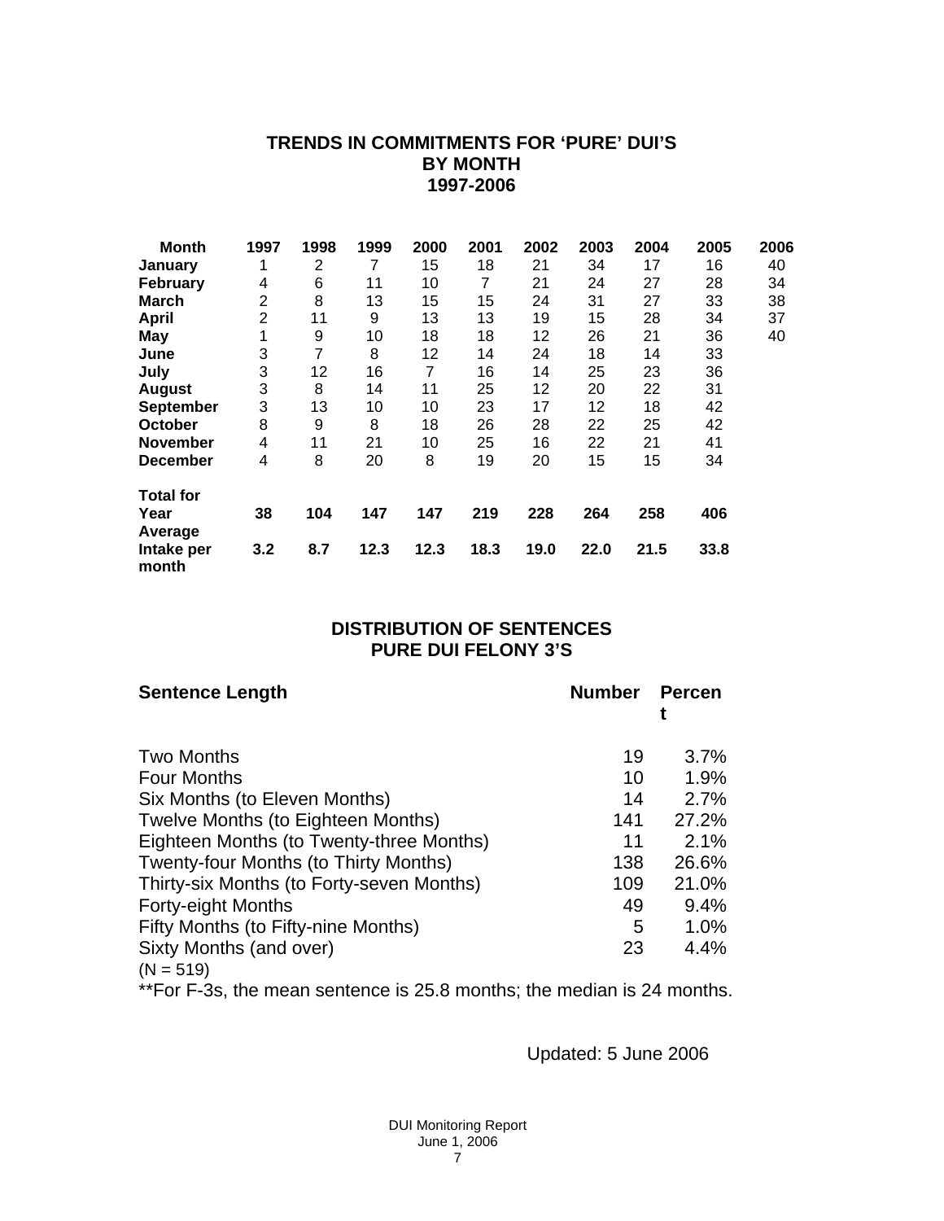## TRENDS IN COMMITMENTS FOR 'PURE' DUI'S BY MONTH 1997-2006

| Month | 1997 | 1998 | 1999 | 2000 | 2001 | 2002 | 2003 | 2004 | 2005 | 2006 |
|---|---|---|---|---|---|---|---|---|---|---|
| **January** | 1 | 2 | 7 | 15 | 18 | 21 | 34 | 17 | 16 | 40 |
| **February** | 4 | 6 | 11 | 10 | 7 | 21 | 24 | 27 | 28 | 34 |
| **March** | 2 | 8 | 13 | 15 | 15 | 24 | 31 | 27 | 33 | 38 |
| **April** | 2 | 11 | 9 | 13 | 13 | 19 | 15 | 28 | 34 | 37 |
| **May** | 1 | 9 | 10 | 18 | 18 | 12 | 26 | 21 | 36 | 40 |
| **June** | 3 | 7 | 8 | 12 | 14 | 24 | 18 | 14 | 33 | |
| **July** | 3 | 12 | 16 | 7 | 16 | 14 | 25 | 23 | 36 | |
| **August** | 3 | 8 | 14 | 11 | 25 | 12 | 20 | 22 | 31 | |
| **September** | 3 | 13 | 10 | 10 | 23 | 17 | 12 | 18 | 42 | |
| **October** | 8 | 9 | 8 | 18 | 26 | 28 | 22 | 25 | 42 | |
| **November** | 4 | 11 | 21 | 10 | 25 | 16 | 22 | 21 | 41 | |
| **December** | 4 | 8 | 20 | 8 | 19 | 20 | 15 | 15 | 34 | |
| **Total for Year** | **38** | **104** | **147** | **147** | **219** | **228** | **264** | **258** | **406** | |
| **Average Intake per month** | **3.2** | **8.7** | **12.3** | **12.3** | **18.3** | **19.0** | **22.0** | **21.5** | **33.8** | |

## DISTRIBUTION OF SENTENCES PURE DUI FELONY 3'S

| Sentence Length | Number | Percent |
|---|---|---|
| Two Months | 19 | 3.7% |
| Four Months | 10 | 1.9% |
| Six Months (to Eleven Months) | 14 | 2.7% |
| Twelve Months (to Eighteen Months) | 141 | 27.2% |
| Eighteen Months (to Twenty-three Months) | 11 | 2.1% |
| Twenty-four Months (to Thirty Months) | 138 | 26.6% |
| Thirty-six Months (to Forty-seven Months) | 109 | 21.0% |
| Forty-eight Months | 49 | 9.4% |
| Fifty Months (to Fifty-nine Months) | 5 | 1.0% |
| Sixty Months (and over) | 23 | 4.4% |

(N = 519)

**For F-3s, the mean sentence is 25.8 months; the median is 24 months.

Updated: 5 June 2006